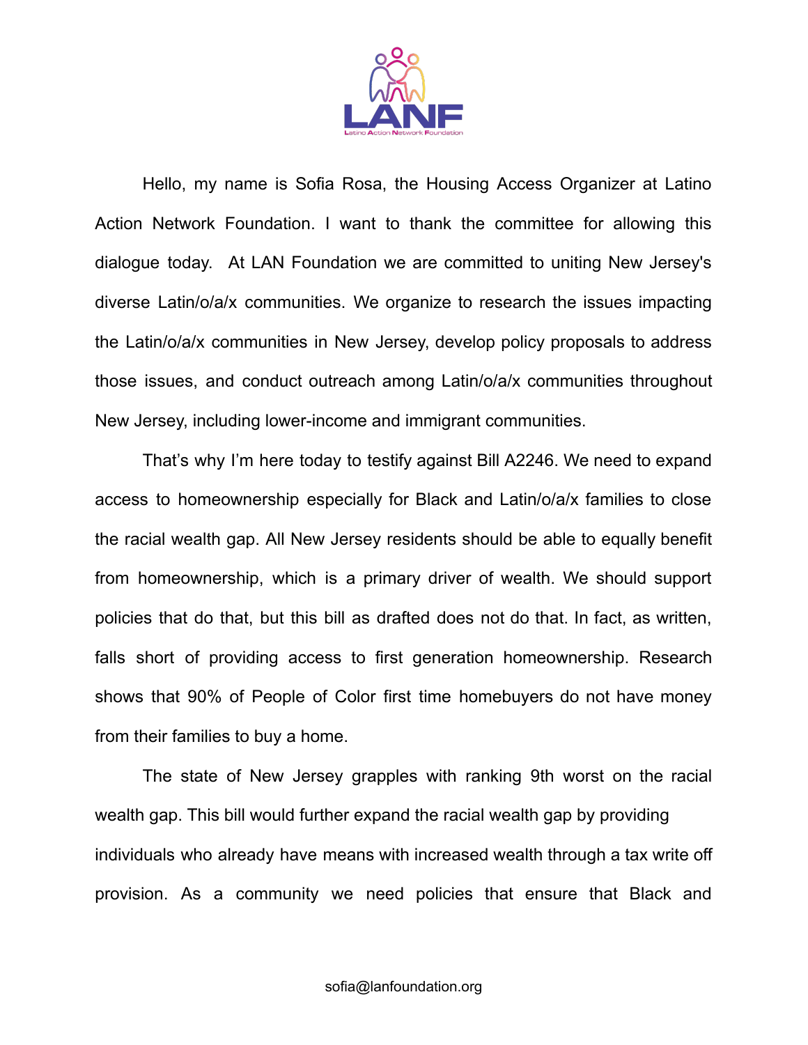LANF

Latino Action Network Foundation

Hello, my name is Sofia Rosa, the Housing Access Organizer at Latino Action Network Foundation. I want to thank the committee for allowing this dialogue today. At LAN Foundation we are committed to uniting New Jersey's diverse Latin/o/a/x communities. We organize to research the issues impacting the Latin/o/a/x communities in New Jersey, develop policy proposals to address those issues, and conduct outreach among Latin/o/a/x communities throughout New Jersey, including lower-income and immigrant communities.

That's why I'm here today to testify against Bill A2246. We need to expand access to homeownership especially for Black and Latin/o/a/x families to close the racial wealth gap. All New Jersey residents should be able to equally benefit from homeownership, which is a primary driver of wealth. We should support policies that do that, but this bill as drafted does not do that. In fact, as written, falls short of providing access to first generation homeownership. Research shows that 90% of People of Color first time homebuyers do not have money from their families to buy a home.

The state of New Jersey grapples with ranking 9th worst on the racial wealth gap. This bill would further expand the racial wealth gap by providing individuals who already have means with increased wealth through a tax write off provision. As a community we need policies that ensure that Black and

sofia@lanfoundation.org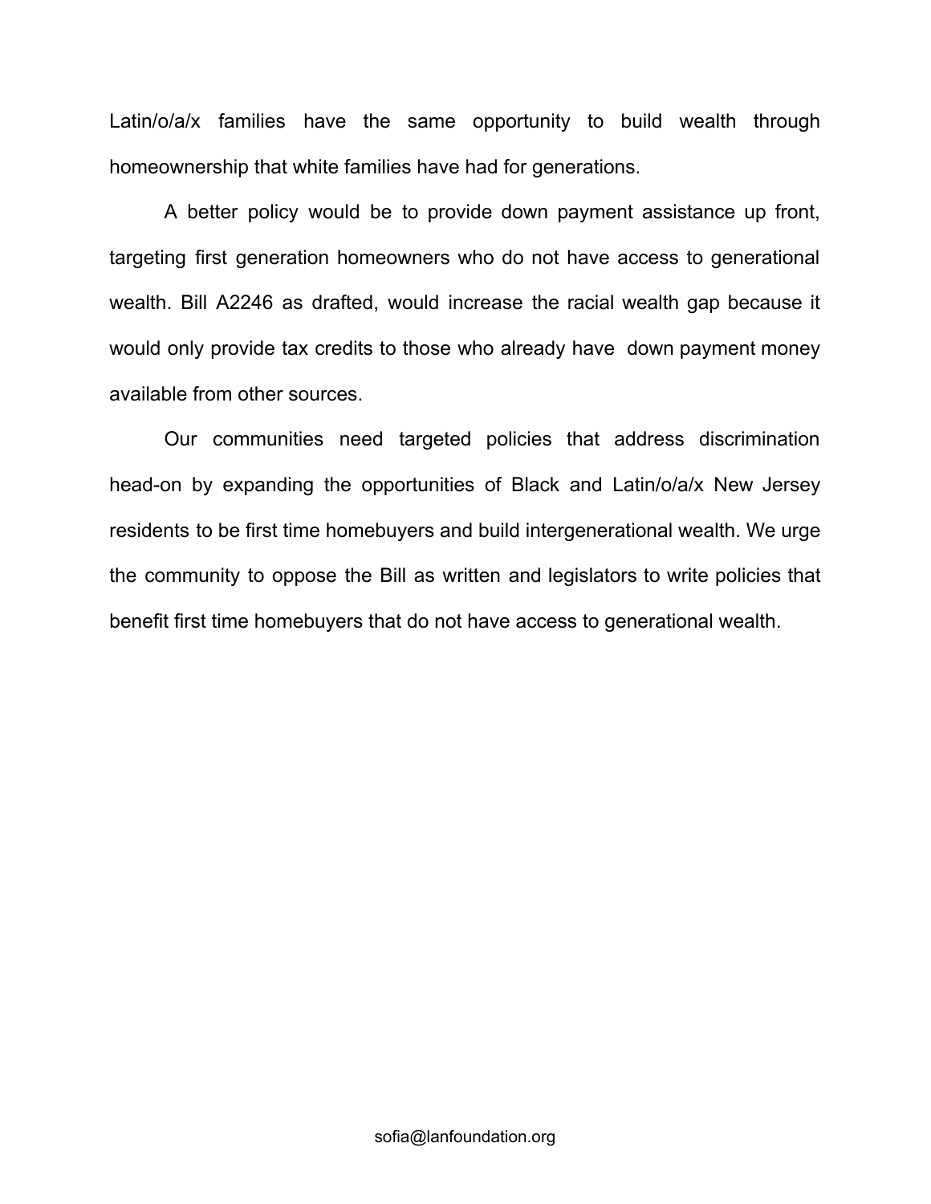Latin/o/a/x families have the same opportunity to build wealth through homeownership that white families have had for generations.

A better policy would be to provide down payment assistance up front, targeting first generation homeowners who do not have access to generational wealth. Bill A2246 as drafted, would increase the racial wealth gap because it would only provide tax credits to those who already have down payment money available from other sources.

Our communities need targeted policies that address discrimination head-on by expanding the opportunities of Black and Latin/o/a/x New Jersey residents to be first time homebuyers and build intergenerational wealth. We urge the community to oppose the Bill as written and legislators to write policies that benefit first time homebuyers that do not have access to generational wealth.

sofia@lanfoundation.org